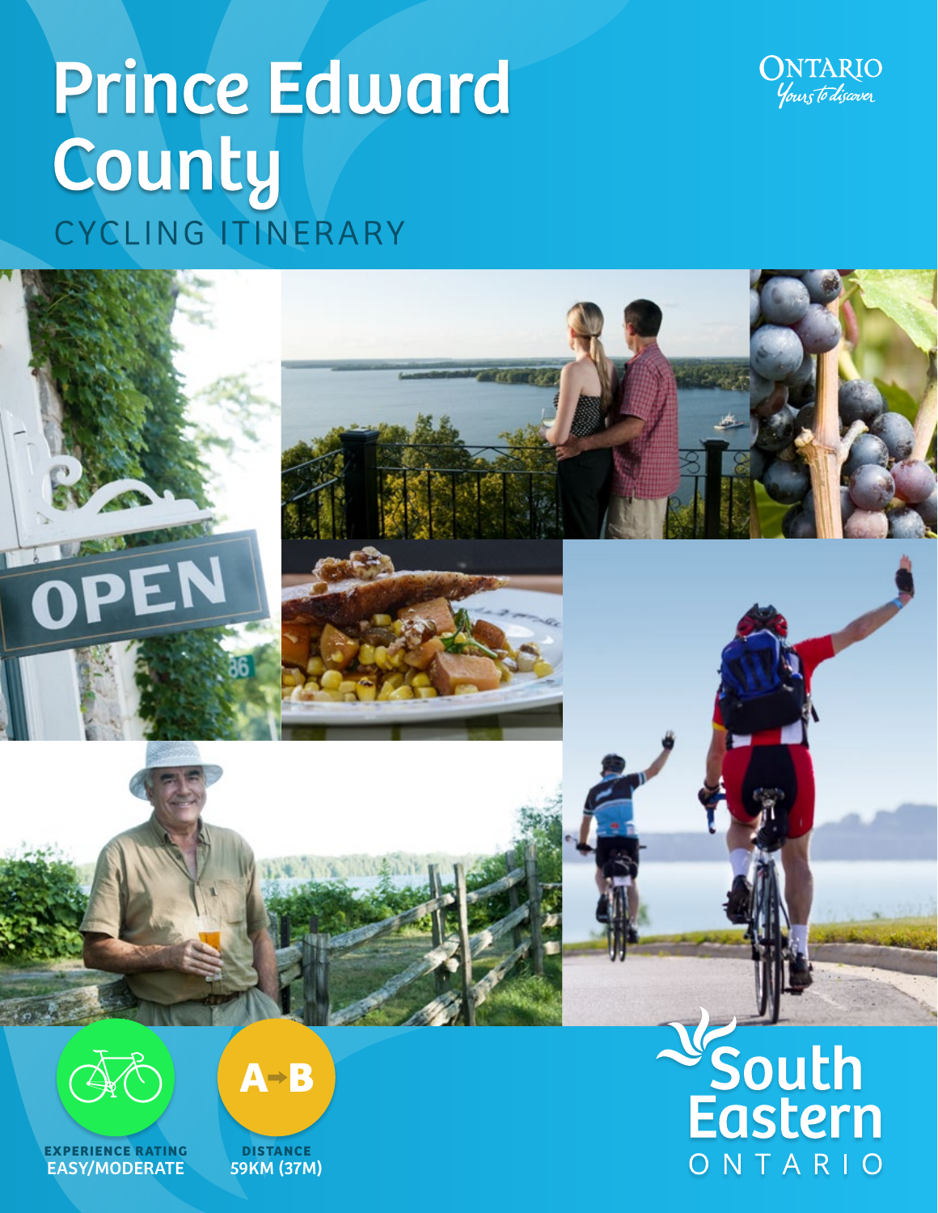# Prince Edward County

CYCLING ITINERARY

ONTARIO
*Yours to discover*

EXPERIENCE RATING
**EASY/MODERATE**

DISTANCE
**59KM (37M)**

South Eastern ONTARIO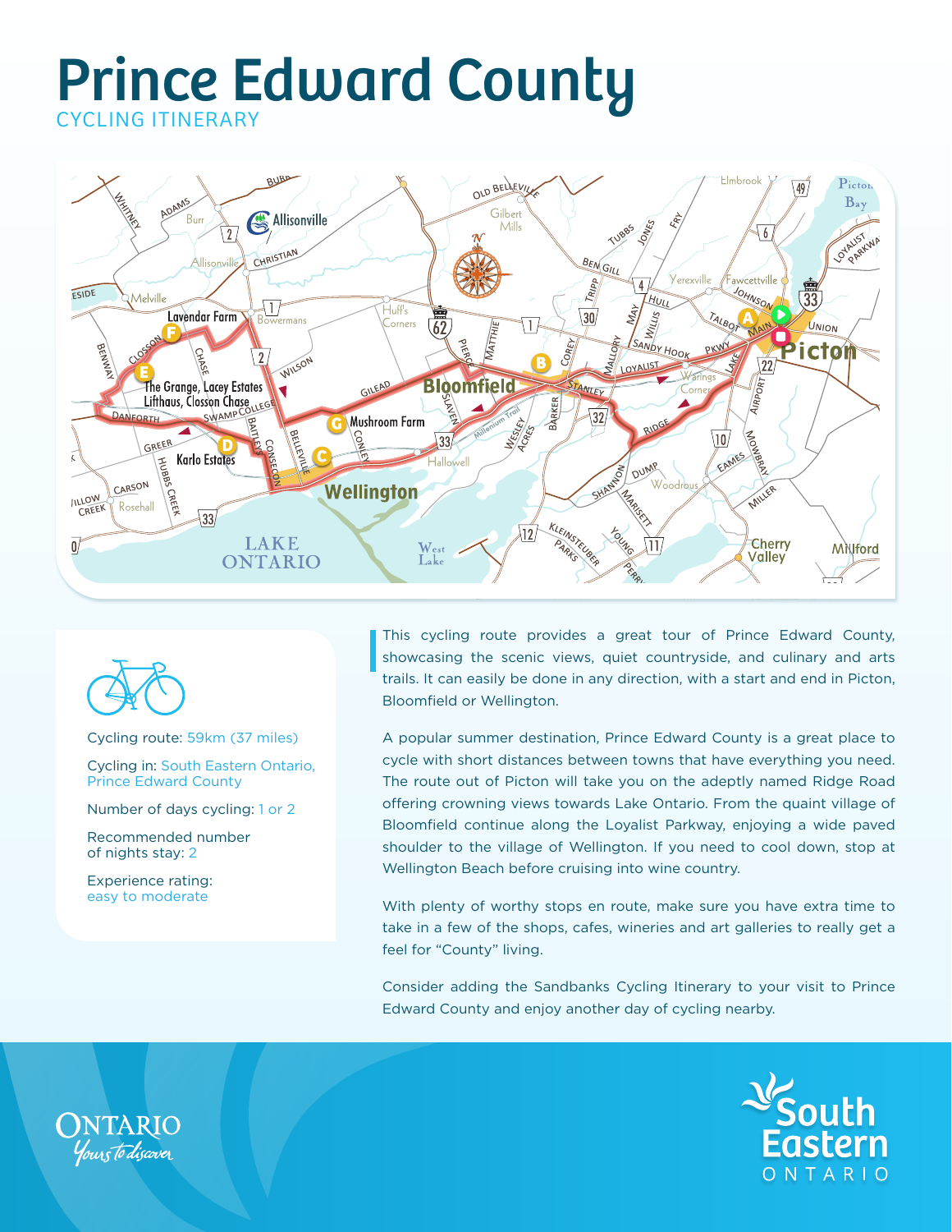# Prince Edward County

CYCLING ITINERARY

Cycling route: 59km (37 miles)

Cycling in: South Eastern Ontario, Prince Edward County

Number of days cycling: 1 or 2

Recommended number of nights stay: 2

Experience rating: easy to moderate

This cycling route provides a great tour of Prince Edward County, showcasing the scenic views, quiet countryside, and culinary and arts trails. It can easily be done in any direction, with a start and end in Picton, Bloomfield or Wellington.

A popular summer destination, Prince Edward County is a great place to cycle with short distances between towns that have everything you need. The route out of Picton will take you on the adeptly named Ridge Road offering crowning views towards Lake Ontario. From the quaint village of Bloomfield continue along the Loyalist Parkway, enjoying a wide paved shoulder to the village of Wellington. If you need to cool down, stop at Wellington Beach before cruising into wine country.

With plenty of worthy stops en route, make sure you have extra time to take in a few of the shops, cafes, wineries and art galleries to really get a feel for "County" living.

Consider adding the Sandbanks Cycling Itinerary to your visit to Prince Edward County and enjoy another day of cycling nearby.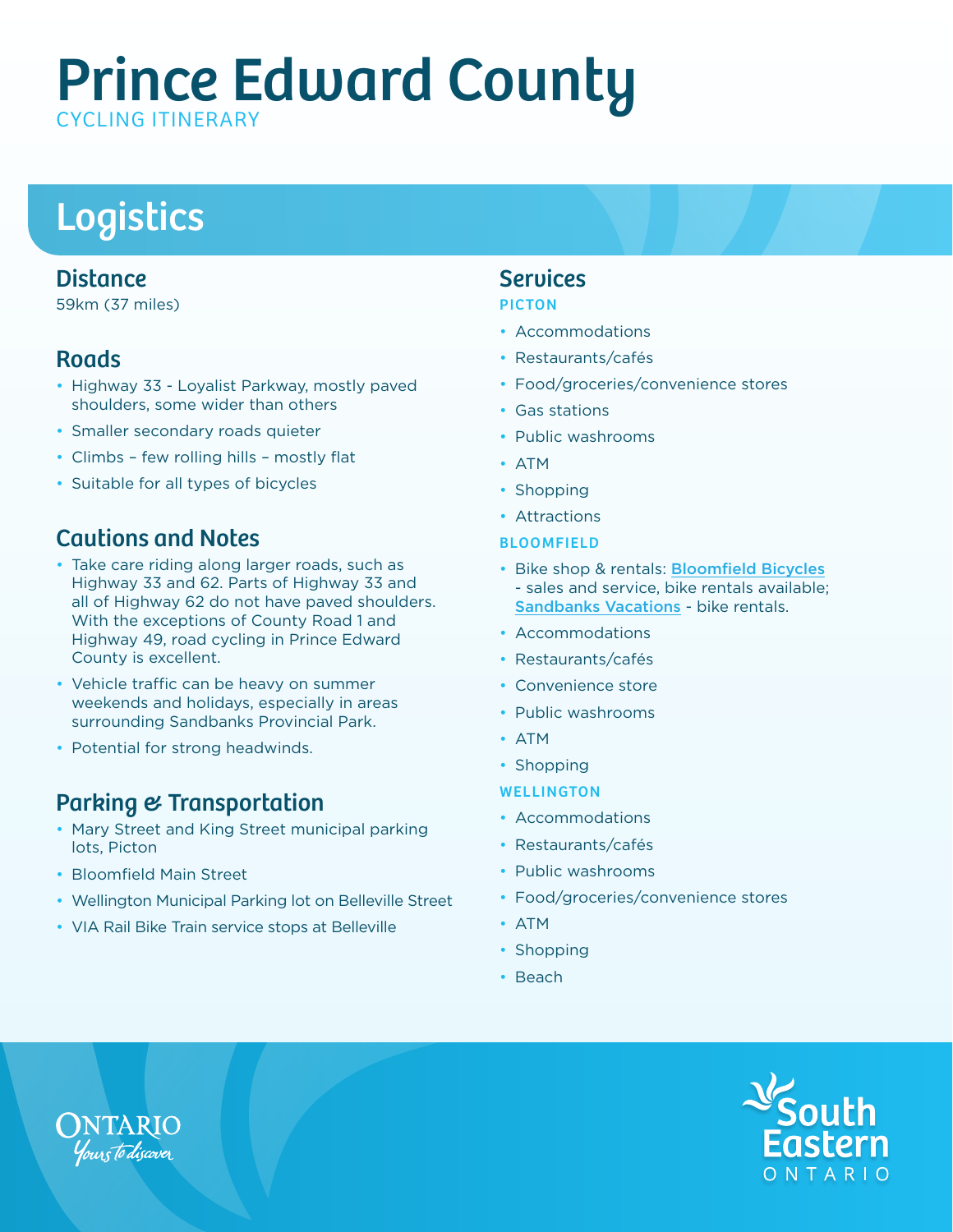# Prince Edward County

CYCLING ITINERARY

## Logistics

### Distance

59km (37 miles)

### Roads

- Highway 33 - Loyalist Parkway, mostly paved shoulders, some wider than others
- Smaller secondary roads quieter
- Climbs – few rolling hills – mostly flat
- Suitable for all types of bicycles

### Cautions and Notes

- Take care riding along larger roads, such as Highway 33 and 62. Parts of Highway 33 and all of Highway 62 do not have paved shoulders. With the exceptions of County Road 1 and Highway 49, road cycling in Prince Edward County is excellent.
- Vehicle traffic can be heavy on summer weekends and holidays, especially in areas surrounding Sandbanks Provincial Park.
- Potential for strong headwinds.

### Parking & Transportation

- Mary Street and King Street municipal parking lots, Picton
- Bloomfield Main Street
- Wellington Municipal Parking lot on Belleville Street
- VIA Rail Bike Train service stops at Belleville

### Services

**PICTON**

- Accommodations
- Restaurants/cafés
- Food/groceries/convenience stores
- Gas stations
- Public washrooms
- ATM
- Shopping
- Attractions

**BLOOMFIELD**

- Bike shop & rentals: Bloomfield Bicycles - sales and service, bike rentals available; Sandbanks Vacations - bike rentals.
- Accommodations
- Restaurants/cafés
- Convenience store
- Public washrooms
- ATM
- Shopping

**WELLINGTON**

- Accommodations
- Restaurants/cafés
- Public washrooms
- Food/groceries/convenience stores
- ATM
- Shopping
- Beach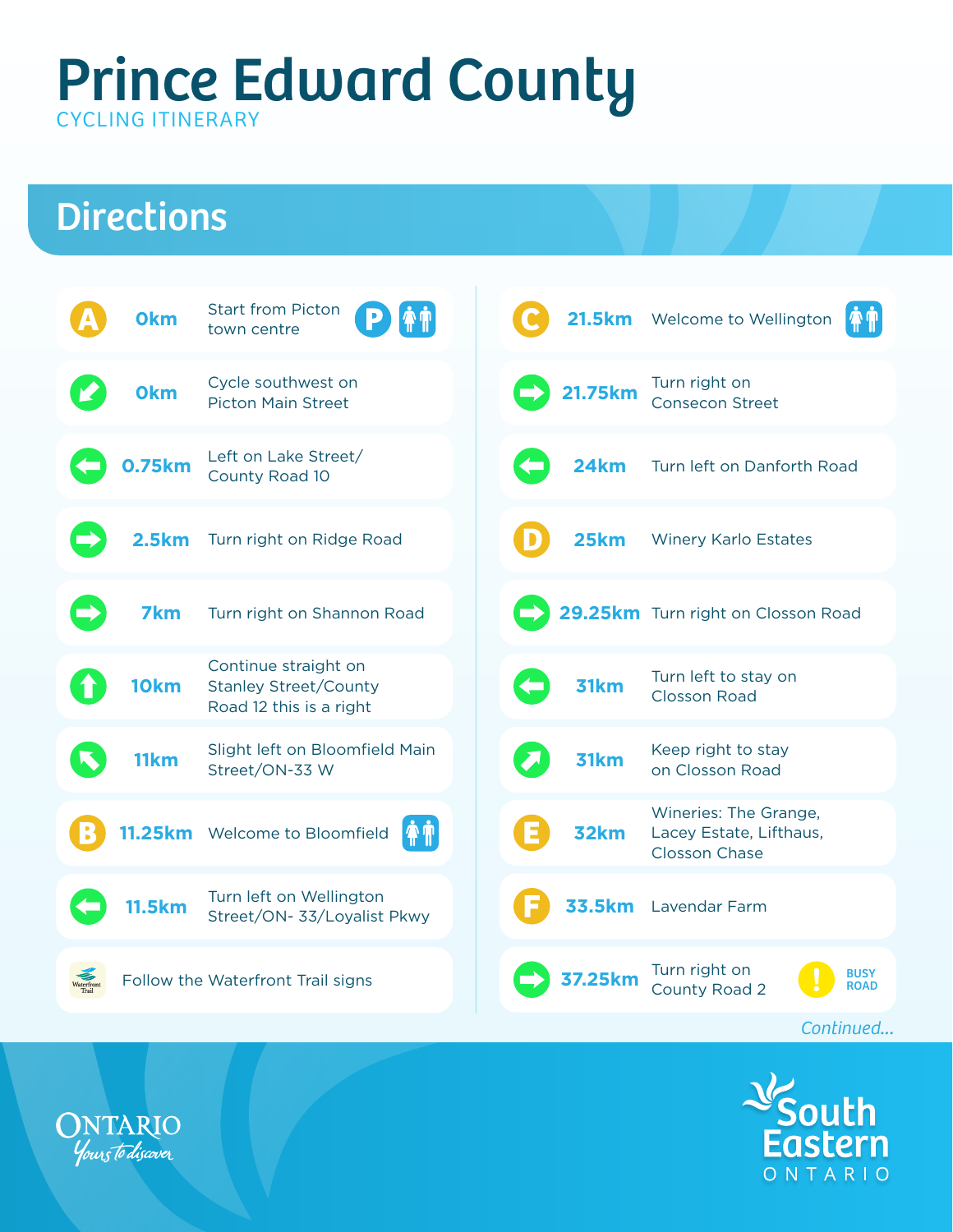# Prince Edward County

CYCLING ITINERARY

## Directions

| Marker | Distance | Direction |
| --- | --- | --- |
| A | 0km | Start from Picton town centre (Parking, Washrooms) |
| ↙ | 0km | Cycle southwest on Picton Main Street |
| ← | 0.75km | Left on Lake Street/ County Road 10 |
| → | 2.5km | Turn right on Ridge Road |
| → | 7km | Turn right on Shannon Road |
| ↑ | 10km | Continue straight on Stanley Street/County Road 12 this is a right |
| ↖ | 11km | Slight left on Bloomfield Main Street/ON-33 W |
| B | 11.25km | Welcome to Bloomfield (Washrooms) |
| ← | 11.5km | Turn left on Wellington Street/ON- 33/Loyalist Pkwy |
| Waterfront Trail | | Follow the Waterfront Trail signs |
| C | 21.5km | Welcome to Wellington (Washrooms) |
| → | 21.75km | Turn right on Consecon Street |
| ← | 24km | Turn left on Danforth Road |
| D | 25km | Winery Karlo Estates |
| → | 29.25km | Turn right on Closson Road |
| ← | 31km | Turn left to stay on Closson Road |
| ↗ | 31km | Keep right to stay on Closson Road |
| E | 32km | Wineries: The Grange, Lacey Estate, Lifthaus, Closson Chase |
| F | 33.5km | Lavendar Farm |
| → | 37.25km | Turn right on County Road 2 (! BUSY ROAD) |

*Continued...*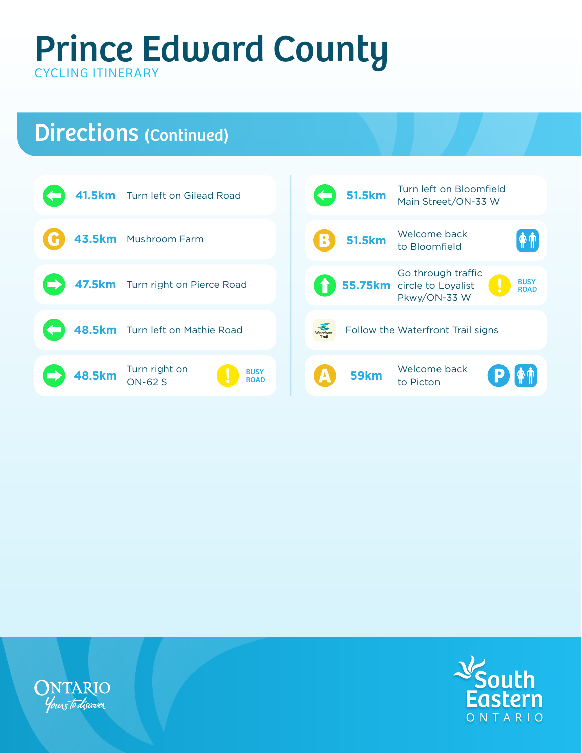# Prince Edward County

CYCLING ITINERARY

## Directions (Continued)

| Distance | Direction | Notes |
| --- | --- | --- |
| 41.5km | Turn left on Gilead Road | |
| 43.5km | G – Mushroom Farm | |
| 47.5km | Turn right on Pierce Road | |
| 48.5km | Turn left on Mathie Road | |
| 48.5km | Turn right on ON-62 S | BUSY ROAD |
| 51.5km | Turn left on Bloomfield Main Street/ON-33 W | |
| 51.5km | B – Welcome back to Bloomfield | Washrooms |
| 55.75km | Go through traffic circle to Loyalist Pkwy/ON-33 W | BUSY ROAD |
| | Follow the Waterfront Trail signs | |
| 59km | A – Welcome back to Picton | Parking, Washrooms |

ONTARIO Yours to discover

South Eastern ONTARIO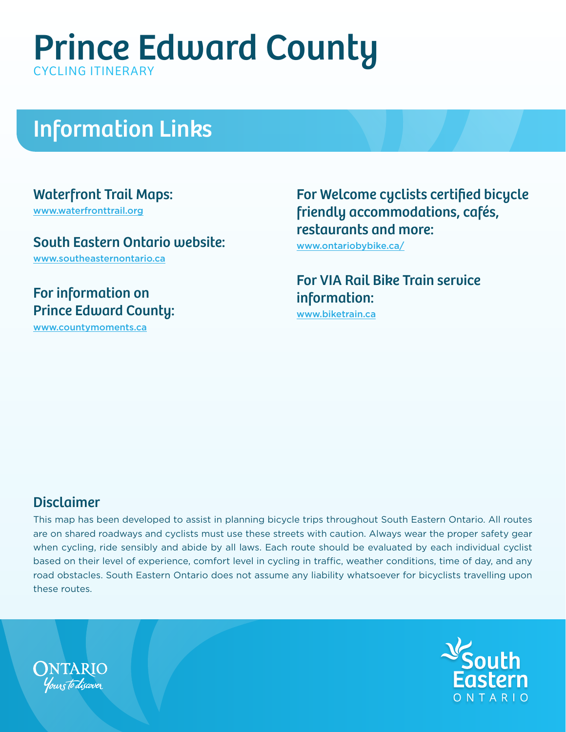# Prince Edward County

CYCLING ITINERARY

## Information Links

### Waterfront Trail Maps:

www.waterfronttrail.org

### South Eastern Ontario website:

www.southeasternontario.ca

### For information on Prince Edward County:

www.countymoments.ca

### For Welcome cyclists certified bicycle friendly accommodations, cafés, restaurants and more:

www.ontariobybike.ca/

### For VIA Rail Bike Train service information:

www.biketrain.ca

### Disclaimer

This map has been developed to assist in planning bicycle trips throughout South Eastern Ontario. All routes are on shared roadways and cyclists must use these streets with caution. Always wear the proper safety gear when cycling, ride sensibly and abide by all laws. Each route should be evaluated by each individual cyclist based on their level of experience, comfort level in cycling in traffic, weather conditions, time of day, and any road obstacles. South Eastern Ontario does not assume any liability whatsoever for bicyclists travelling upon these routes.

ONTARIO
Yours to discover

South Eastern
ONTARIO